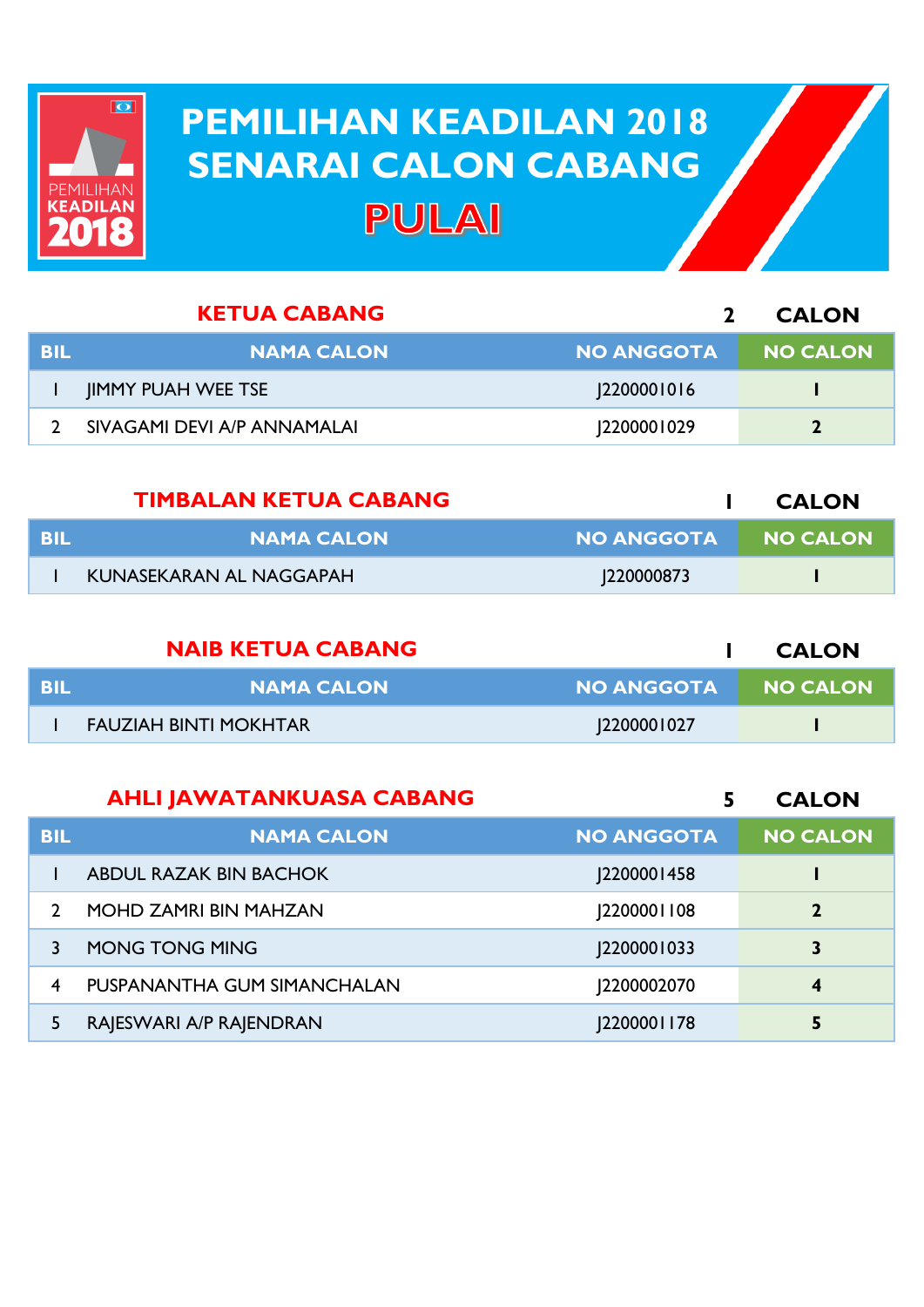# PEMILIHAN KEADILAN 2018
# SENARAI CALON CABANG
# PULAI

## KETUA CABANG — 2 CALON

| BIL | NAMA CALON | NO ANGGOTA | NO CALON |
|---|---|---|---|
| 1 | JIMMY PUAH WEE TSE | J2200001016 | 1 |
| 2 | SIVAGAMI DEVI A/P ANNAMALAI | J2200001029 | 2 |

## TIMBALAN KETUA CABANG — 1 CALON

| BIL | NAMA CALON | NO ANGGOTA | NO CALON |
|---|---|---|---|
| 1 | KUNASEKARAN AL NAGGAPAH | J220000873 | 1 |

## NAIB KETUA CABANG — 1 CALON

| BIL | NAMA CALON | NO ANGGOTA | NO CALON |
|---|---|---|---|
| 1 | FAUZIAH BINTI MOKHTAR | J2200001027 | 1 |

## AHLI JAWATANKUASA CABANG — 5 CALON

| BIL | NAMA CALON | NO ANGGOTA | NO CALON |
|---|---|---|---|
| 1 | ABDUL RAZAK BIN BACHOK | J2200001458 | 1 |
| 2 | MOHD ZAMRI BIN MAHZAN | J2200001108 | 2 |
| 3 | MONG TONG MING | J2200001033 | 3 |
| 4 | PUSPANANTHA GUM SIMANCHALAN | J2200002070 | 4 |
| 5 | RAJESWARI A/P RAJENDRAN | J2200001178 | 5 |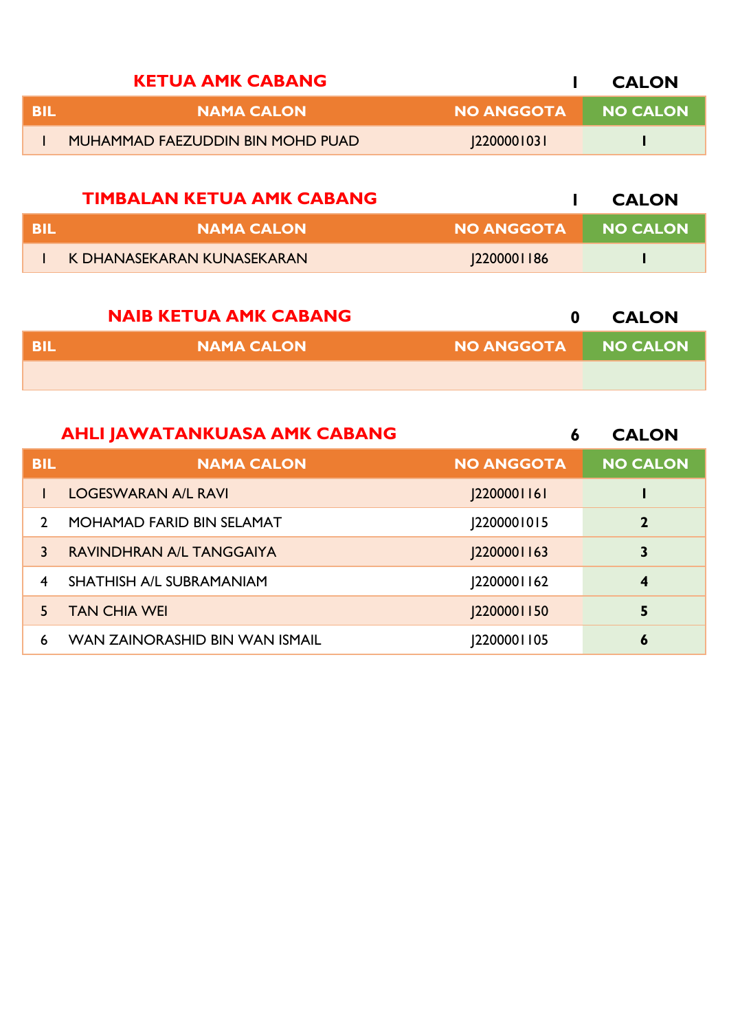## KETUA AMK CABANG — 1 CALON

| BIL | NAMA CALON | NO ANGGOTA | NO CALON |
|---|---|---|---|
| 1 | MUHAMMAD FAEZUDDIN BIN MOHD PUAD | J2200001031 | 1 |

## TIMBALAN KETUA AMK CABANG — 1 CALON

| BIL | NAMA CALON | NO ANGGOTA | NO CALON |
|---|---|---|---|
| 1 | K DHANASEKARAN KUNASEKARAN | J2200001186 | 1 |

## NAIB KETUA AMK CABANG — 0 CALON

| BIL | NAMA CALON | NO ANGGOTA | NO CALON |
|---|---|---|---|
| | | | |

## AHLI JAWATANKUASA AMK CABANG — 6 CALON

| BIL | NAMA CALON | NO ANGGOTA | NO CALON |
|---|---|---|---|
| 1 | LOGESWARAN A/L RAVI | J2200001161 | 1 |
| 2 | MOHAMAD FARID BIN SELAMAT | J2200001015 | 2 |
| 3 | RAVINDHRAN A/L TANGGAIYA | J2200001163 | 3 |
| 4 | SHATHISH A/L SUBRAMANIAM | J2200001162 | 4 |
| 5 | TAN CHIA WEI | J2200001150 | 5 |
| 6 | WAN ZAINORASHID BIN WAN ISMAIL | J2200001105 | 6 |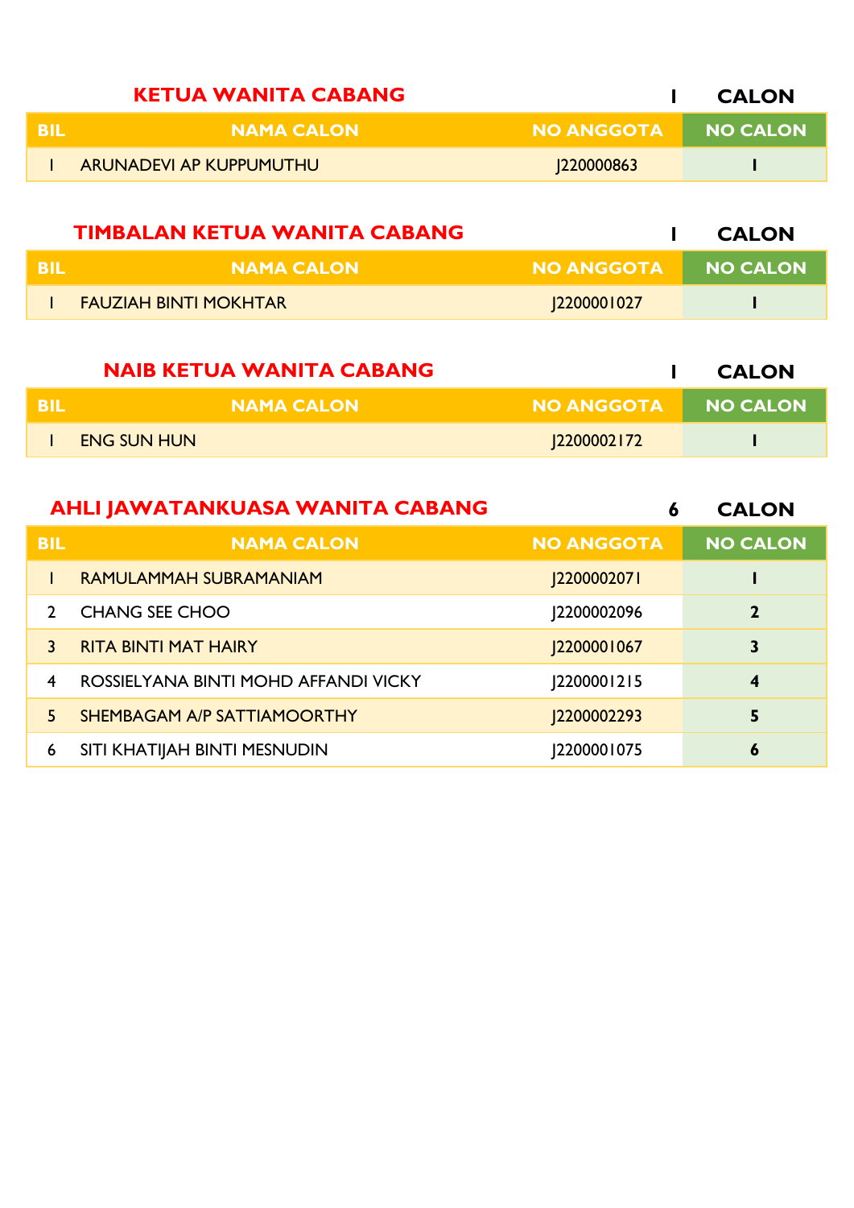## KETUA WANITA CABANG — 1 CALON

| BIL | NAMA CALON | NO ANGGOTA | NO CALON |
|---|---|---|---|
| 1 | ARUNADEVI AP KUPPUMUTHU | J220000863 | 1 |

## TIMBALAN KETUA WANITA CABANG — 1 CALON

| BIL | NAMA CALON | NO ANGGOTA | NO CALON |
|---|---|---|---|
| 1 | FAUZIAH BINTI MOKHTAR | J2200001027 | 1 |

## NAIB KETUA WANITA CABANG — 1 CALON

| BIL | NAMA CALON | NO ANGGOTA | NO CALON |
|---|---|---|---|
| 1 | ENG SUN HUN | J2200002172 | 1 |

## AHLI JAWATANKUASA WANITA CABANG — 6 CALON

| BIL | NAMA CALON | NO ANGGOTA | NO CALON |
|---|---|---|---|
| 1 | RAMULAMMAH SUBRAMANIAM | J2200002071 | 1 |
| 2 | CHANG SEE CHOO | J2200002096 | 2 |
| 3 | RITA BINTI MAT HAIRY | J2200001067 | 3 |
| 4 | ROSSIELYANA BINTI MOHD AFFANDI VICKY | J2200001215 | 4 |
| 5 | SHEMBAGAM A/P SATTIAMOORTHY | J2200002293 | 5 |
| 6 | SITI KHATIJAH BINTI MESNUDIN | J2200001075 | 6 |